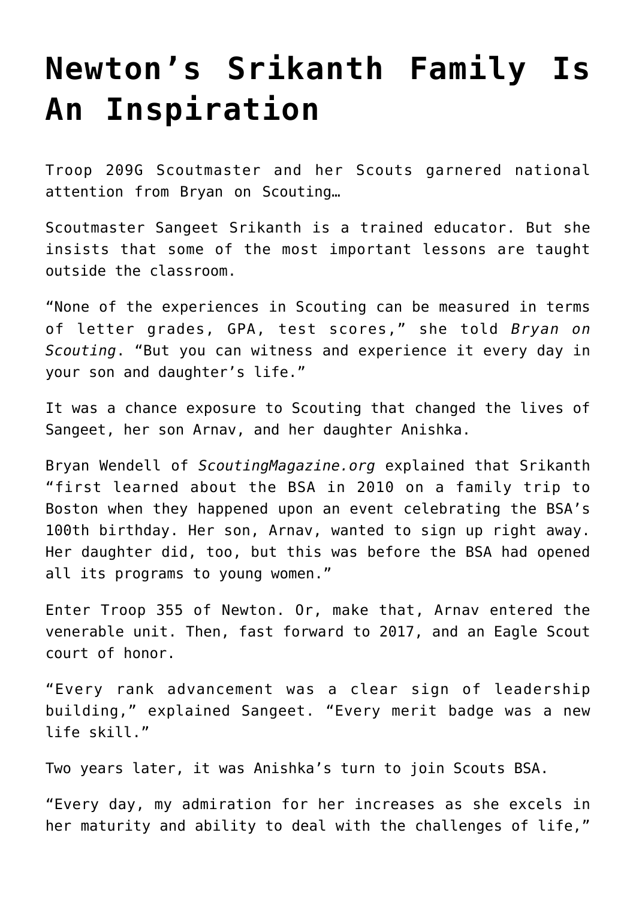# Newton's Srikanth Family Is An Inspiration

Troop 209G Scoutmaster and her Scouts garnered national attention from Bryan on Scouting…

Scoutmaster Sangeet Srikanth is a trained educator. But she insists that some of the most important lessons are taught outside the classroom.

"None of the experiences in Scouting can be measured in terms of letter grades, GPA, test scores," she told *Bryan on Scouting*. "But you can witness and experience it every day in your son and daughter's life."

It was a chance exposure to Scouting that changed the lives of Sangeet, her son Arnav, and her daughter Anishka.

Bryan Wendell of *ScoutingMagazine.org* explained that Srikanth "first learned about the BSA in 2010 on a family trip to Boston when they happened upon an event celebrating the BSA's 100th birthday. Her son, Arnav, wanted to sign up right away. Her daughter did, too, but this was before the BSA had opened all its programs to young women."

Enter Troop 355 of Newton. Or, make that, Arnav entered the venerable unit. Then, fast forward to 2017, and an Eagle Scout court of honor.

"Every rank advancement was a clear sign of leadership building," explained Sangeet. "Every merit badge was a new life skill."

Two years later, it was Anishka's turn to join Scouts BSA.

"Every day, my admiration for her increases as she excels in her maturity and ability to deal with the challenges of life,"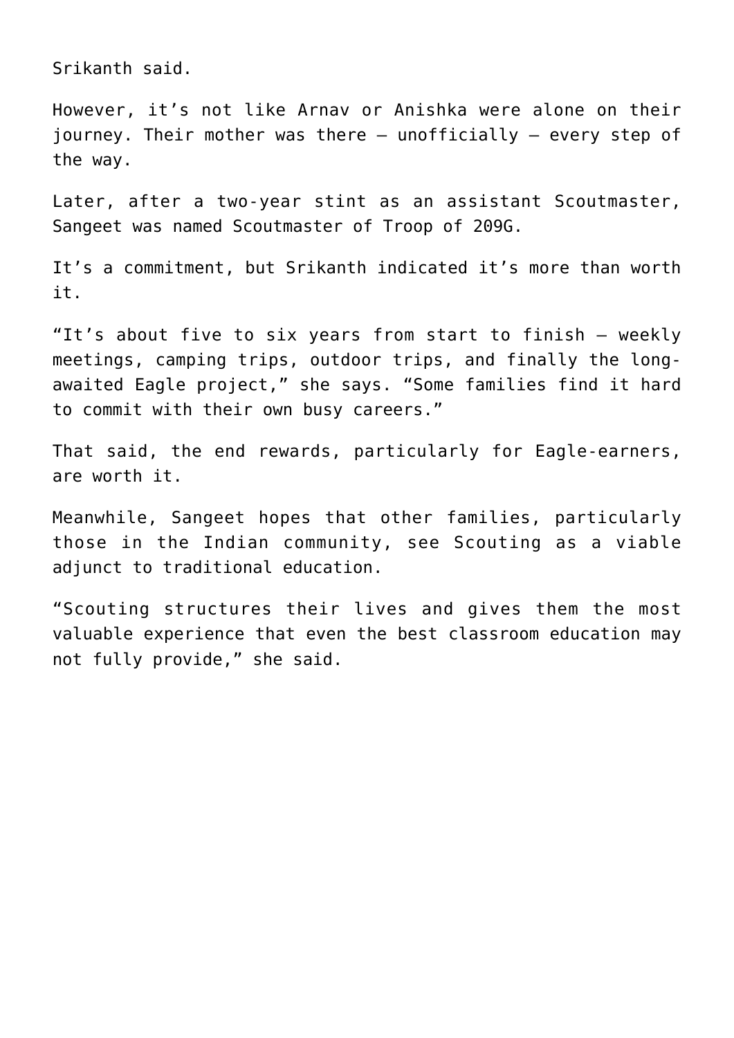Srikanth said.

However, it's not like Arnav or Anishka were alone on their journey. Their mother was there – unofficially – every step of the way.

Later, after a two-year stint as an assistant Scoutmaster, Sangeet was named Scoutmaster of Troop of 209G.

It's a commitment, but Srikanth indicated it's more than worth it.

"It's about five to six years from start to finish – weekly meetings, camping trips, outdoor trips, and finally the long-awaited Eagle project," she says. "Some families find it hard to commit with their own busy careers."

That said, the end rewards, particularly for Eagle-earners, are worth it.

Meanwhile, Sangeet hopes that other families, particularly those in the Indian community, see Scouting as a viable adjunct to traditional education.

"Scouting structures their lives and gives them the most valuable experience that even the best classroom education may not fully provide," she said.